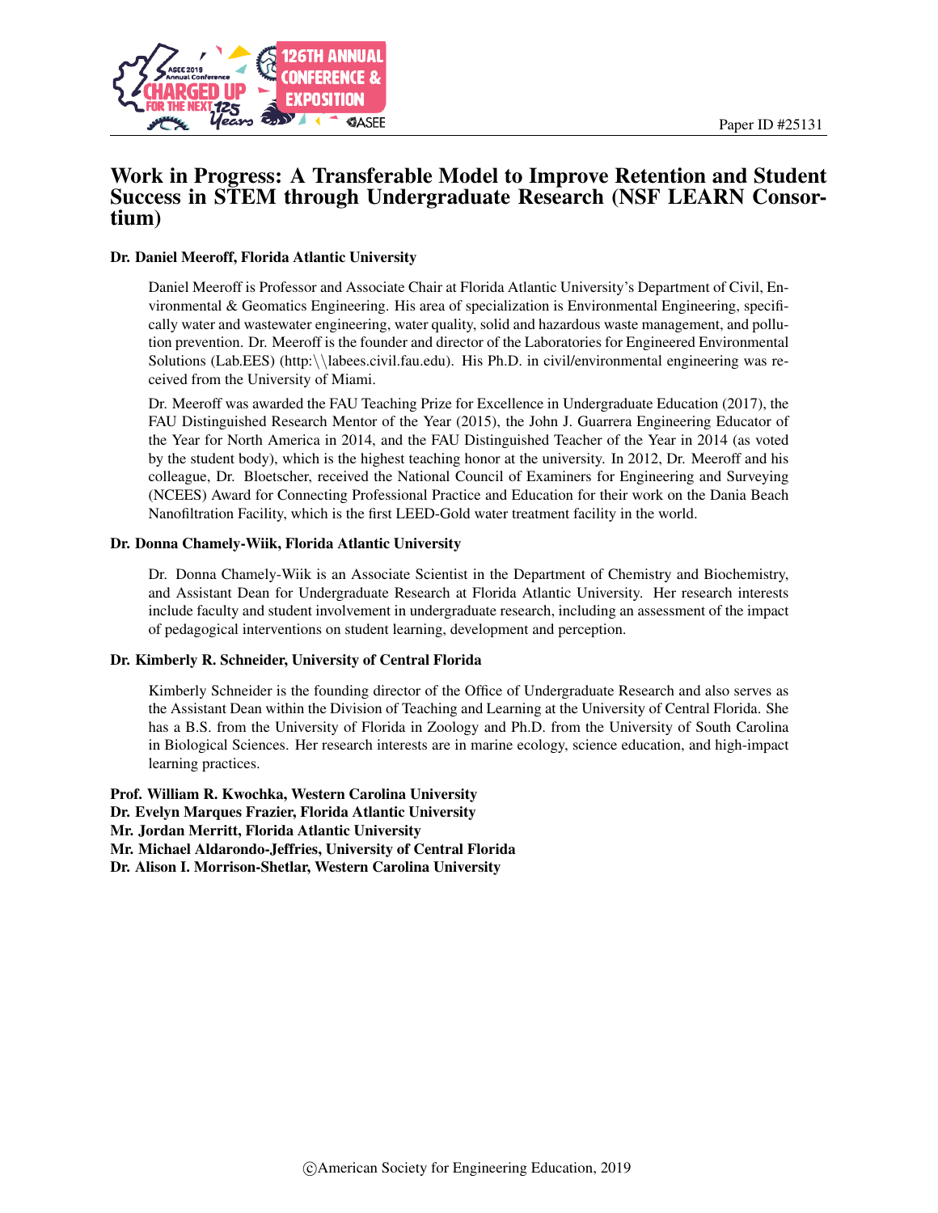Paper ID #25131

# Work in Progress: A Transferable Model to Improve Retention and Student Success in STEM through Undergraduate Research (NSF LEARN Consortium)

**Dr. Daniel Meeroff, Florida Atlantic University**

Daniel Meeroff is Professor and Associate Chair at Florida Atlantic University's Department of Civil, Environmental & Geomatics Engineering. His area of specialization is Environmental Engineering, specifically water and wastewater engineering, water quality, solid and hazardous waste management, and pollution prevention. Dr. Meeroff is the founder and director of the Laboratories for Engineered Environmental Solutions (Lab.EES) (http:\\labees.civil.fau.edu). His Ph.D. in civil/environmental engineering was received from the University of Miami.

Dr. Meeroff was awarded the FAU Teaching Prize for Excellence in Undergraduate Education (2017), the FAU Distinguished Research Mentor of the Year (2015), the John J. Guarrera Engineering Educator of the Year for North America in 2014, and the FAU Distinguished Teacher of the Year in 2014 (as voted by the student body), which is the highest teaching honor at the university. In 2012, Dr. Meeroff and his colleague, Dr. Bloetscher, received the National Council of Examiners for Engineering and Surveying (NCEES) Award for Connecting Professional Practice and Education for their work on the Dania Beach Nanofiltration Facility, which is the first LEED-Gold water treatment facility in the world.

**Dr. Donna Chamely-Wiik, Florida Atlantic University**

Dr. Donna Chamely-Wiik is an Associate Scientist in the Department of Chemistry and Biochemistry, and Assistant Dean for Undergraduate Research at Florida Atlantic University. Her research interests include faculty and student involvement in undergraduate research, including an assessment of the impact of pedagogical interventions on student learning, development and perception.

**Dr. Kimberly R. Schneider, University of Central Florida**

Kimberly Schneider is the founding director of the Office of Undergraduate Research and also serves as the Assistant Dean within the Division of Teaching and Learning at the University of Central Florida. She has a B.S. from the University of Florida in Zoology and Ph.D. from the University of South Carolina in Biological Sciences. Her research interests are in marine ecology, science education, and high-impact learning practices.

**Prof. William R. Kwochka, Western Carolina University**
**Dr. Evelyn Marques Frazier, Florida Atlantic University**
**Mr. Jordan Merritt, Florida Atlantic University**
**Mr. Michael Aldarondo-Jeffries, University of Central Florida**
**Dr. Alison I. Morrison-Shetlar, Western Carolina University**

©American Society for Engineering Education, 2019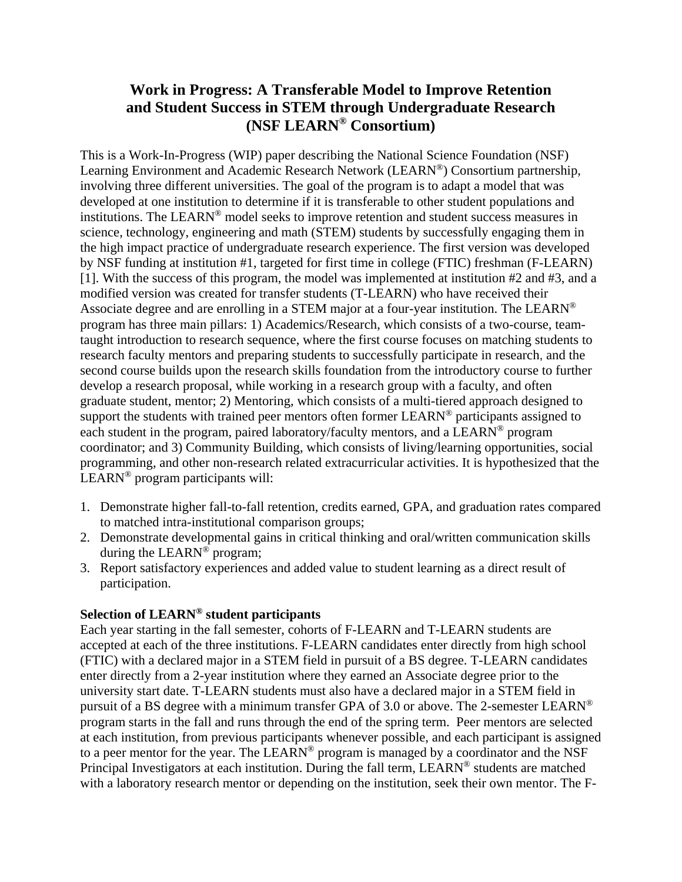# Work in Progress: A Transferable Model to Improve Retention and Student Success in STEM through Undergraduate Research (NSF LEARN® Consortium)

This is a Work-In-Progress (WIP) paper describing the National Science Foundation (NSF) Learning Environment and Academic Research Network (LEARN®) Consortium partnership, involving three different universities. The goal of the program is to adapt a model that was developed at one institution to determine if it is transferable to other student populations and institutions. The LEARN® model seeks to improve retention and student success measures in science, technology, engineering and math (STEM) students by successfully engaging them in the high impact practice of undergraduate research experience. The first version was developed by NSF funding at institution #1, targeted for first time in college (FTIC) freshman (F-LEARN) [1]. With the success of this program, the model was implemented at institution #2 and #3, and a modified version was created for transfer students (T-LEARN) who have received their Associate degree and are enrolling in a STEM major at a four-year institution. The LEARN® program has three main pillars: 1) Academics/Research, which consists of a two-course, team-taught introduction to research sequence, where the first course focuses on matching students to research faculty mentors and preparing students to successfully participate in research, and the second course builds upon the research skills foundation from the introductory course to further develop a research proposal, while working in a research group with a faculty, and often graduate student, mentor; 2) Mentoring, which consists of a multi-tiered approach designed to support the students with trained peer mentors often former LEARN® participants assigned to each student in the program, paired laboratory/faculty mentors, and a LEARN® program coordinator; and 3) Community Building, which consists of living/learning opportunities, social programming, and other non-research related extracurricular activities. It is hypothesized that the LEARN® program participants will:

1. Demonstrate higher fall-to-fall retention, credits earned, GPA, and graduation rates compared to matched intra-institutional comparison groups;
2. Demonstrate developmental gains in critical thinking and oral/written communication skills during the LEARN® program;
3. Report satisfactory experiences and added value to student learning as a direct result of participation.

**Selection of LEARN® student participants**

Each year starting in the fall semester, cohorts of F-LEARN and T-LEARN students are accepted at each of the three institutions. F-LEARN candidates enter directly from high school (FTIC) with a declared major in a STEM field in pursuit of a BS degree. T-LEARN candidates enter directly from a 2-year institution where they earned an Associate degree prior to the university start date. T-LEARN students must also have a declared major in a STEM field in pursuit of a BS degree with a minimum transfer GPA of 3.0 or above. The 2-semester LEARN® program starts in the fall and runs through the end of the spring term. Peer mentors are selected at each institution, from previous participants whenever possible, and each participant is assigned to a peer mentor for the year. The LEARN® program is managed by a coordinator and the NSF Principal Investigators at each institution. During the fall term, LEARN® students are matched with a laboratory research mentor or depending on the institution, seek their own mentor. The F-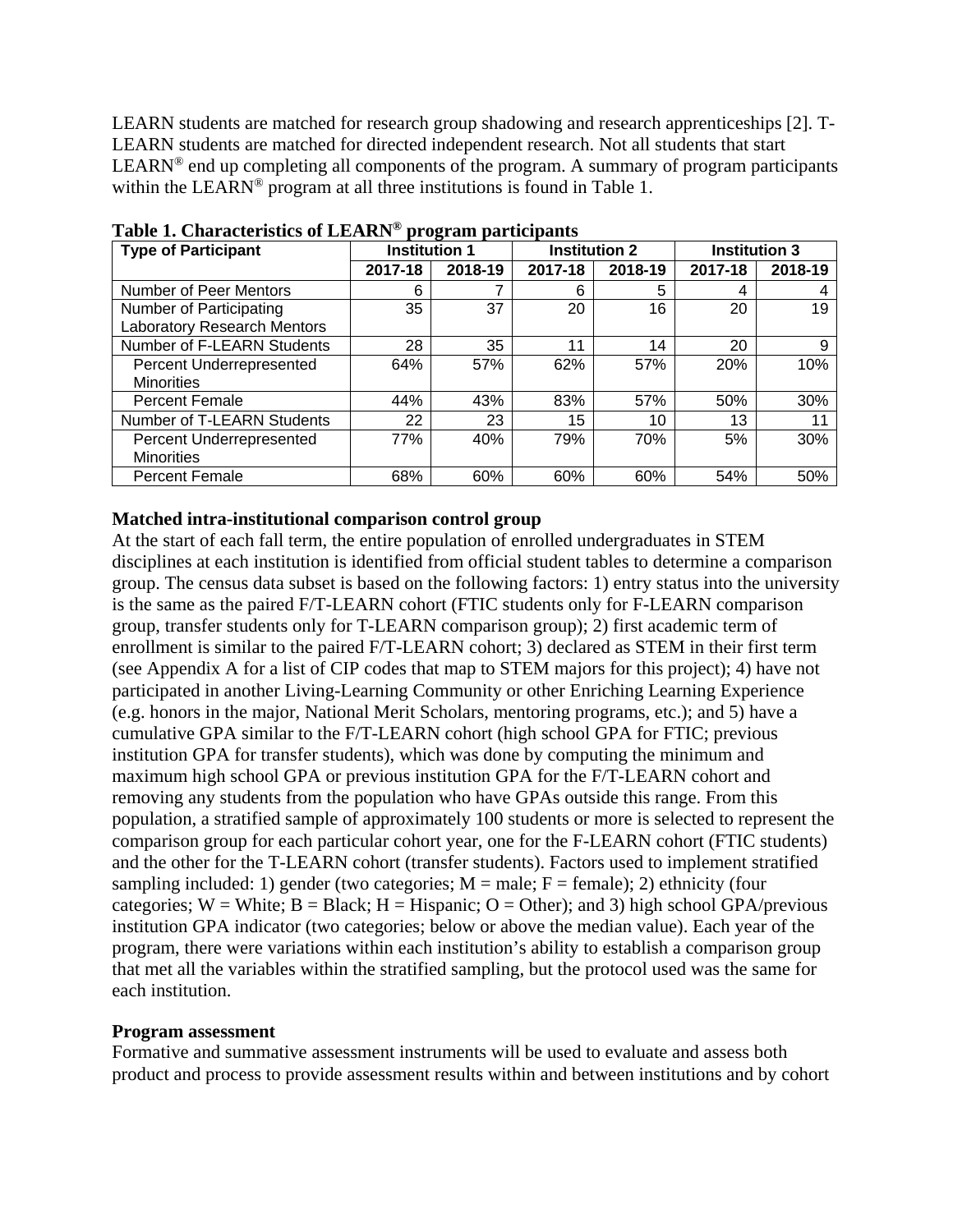LEARN students are matched for research group shadowing and research apprenticeships [2]. T-LEARN students are matched for directed independent research. Not all students that start LEARN® end up completing all components of the program. A summary of program participants within the LEARN® program at all three institutions is found in Table 1.

**Table 1. Characteristics of LEARN® program participants**

| Type of Participant | Institution 1 | | Institution 2 | | Institution 3 | |
|---|---|---|---|---|---|---|
| | 2017-18 | 2018-19 | 2017-18 | 2018-19 | 2017-18 | 2018-19 |
| Number of Peer Mentors | 6 | 7 | 6 | 5 | 4 | 4 |
| Number of Participating Laboratory Research Mentors | 35 | 37 | 20 | 16 | 20 | 19 |
| Number of F-LEARN Students | 28 | 35 | 11 | 14 | 20 | 9 |
| Percent Underrepresented Minorities | 64% | 57% | 62% | 57% | 20% | 10% |
| Percent Female | 44% | 43% | 83% | 57% | 50% | 30% |
| Number of T-LEARN Students | 22 | 23 | 15 | 10 | 13 | 11 |
| Percent Underrepresented Minorities | 77% | 40% | 79% | 70% | 5% | 30% |
| Percent Female | 68% | 60% | 60% | 60% | 54% | 50% |

**Matched intra-institutional comparison control group**

At the start of each fall term, the entire population of enrolled undergraduates in STEM disciplines at each institution is identified from official student tables to determine a comparison group. The census data subset is based on the following factors: 1) entry status into the university is the same as the paired F/T-LEARN cohort (FTIC students only for F-LEARN comparison group, transfer students only for T-LEARN comparison group); 2) first academic term of enrollment is similar to the paired F/T-LEARN cohort; 3) declared as STEM in their first term (see Appendix A for a list of CIP codes that map to STEM majors for this project); 4) have not participated in another Living-Learning Community or other Enriching Learning Experience (e.g. honors in the major, National Merit Scholars, mentoring programs, etc.); and 5) have a cumulative GPA similar to the F/T-LEARN cohort (high school GPA for FTIC; previous institution GPA for transfer students), which was done by computing the minimum and maximum high school GPA or previous institution GPA for the F/T-LEARN cohort and removing any students from the population who have GPAs outside this range. From this population, a stratified sample of approximately 100 students or more is selected to represent the comparison group for each particular cohort year, one for the F-LEARN cohort (FTIC students) and the other for the T-LEARN cohort (transfer students). Factors used to implement stratified sampling included: 1) gender (two categories; M = male; F = female); 2) ethnicity (four categories; W = White; B = Black; H = Hispanic; O = Other); and 3) high school GPA/previous institution GPA indicator (two categories; below or above the median value). Each year of the program, there were variations within each institution's ability to establish a comparison group that met all the variables within the stratified sampling, but the protocol used was the same for each institution.

**Program assessment**

Formative and summative assessment instruments will be used to evaluate and assess both product and process to provide assessment results within and between institutions and by cohort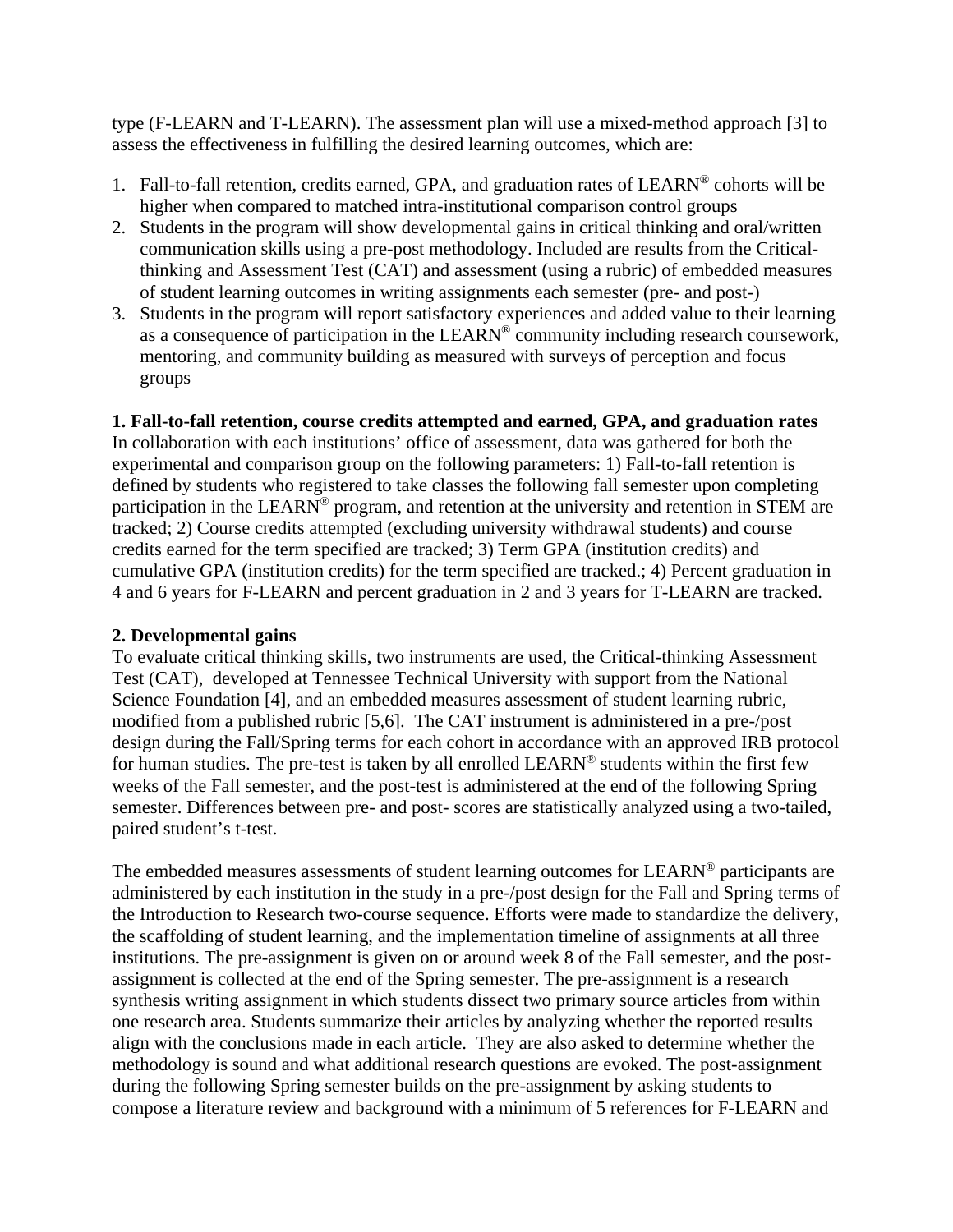type (F-LEARN and T-LEARN). The assessment plan will use a mixed-method approach [3] to assess the effectiveness in fulfilling the desired learning outcomes, which are:

1. Fall-to-fall retention, credits earned, GPA, and graduation rates of LEARN® cohorts will be higher when compared to matched intra-institutional comparison control groups
2. Students in the program will show developmental gains in critical thinking and oral/written communication skills using a pre-post methodology. Included are results from the Critical-thinking and Assessment Test (CAT) and assessment (using a rubric) of embedded measures of student learning outcomes in writing assignments each semester (pre- and post-)
3. Students in the program will report satisfactory experiences and added value to their learning as a consequence of participation in the LEARN® community including research coursework, mentoring, and community building as measured with surveys of perception and focus groups

**1. Fall-to-fall retention, course credits attempted and earned, GPA, and graduation rates**
In collaboration with each institutions' office of assessment, data was gathered for both the experimental and comparison group on the following parameters: 1) Fall-to-fall retention is defined by students who registered to take classes the following fall semester upon completing participation in the LEARN® program, and retention at the university and retention in STEM are tracked; 2) Course credits attempted (excluding university withdrawal students) and course credits earned for the term specified are tracked; 3) Term GPA (institution credits) and cumulative GPA (institution credits) for the term specified are tracked.; 4) Percent graduation in 4 and 6 years for F-LEARN and percent graduation in 2 and 3 years for T-LEARN are tracked.

**2. Developmental gains**
To evaluate critical thinking skills, two instruments are used, the Critical-thinking Assessment Test (CAT), developed at Tennessee Technical University with support from the National Science Foundation [4], and an embedded measures assessment of student learning rubric, modified from a published rubric [5,6]. The CAT instrument is administered in a pre-/post design during the Fall/Spring terms for each cohort in accordance with an approved IRB protocol for human studies. The pre-test is taken by all enrolled LEARN® students within the first few weeks of the Fall semester, and the post-test is administered at the end of the following Spring semester. Differences between pre- and post- scores are statistically analyzed using a two-tailed, paired student's t-test.

The embedded measures assessments of student learning outcomes for LEARN® participants are administered by each institution in the study in a pre-/post design for the Fall and Spring terms of the Introduction to Research two-course sequence. Efforts were made to standardize the delivery, the scaffolding of student learning, and the implementation timeline of assignments at all three institutions. The pre-assignment is given on or around week 8 of the Fall semester, and the post-assignment is collected at the end of the Spring semester. The pre-assignment is a research synthesis writing assignment in which students dissect two primary source articles from within one research area. Students summarize their articles by analyzing whether the reported results align with the conclusions made in each article. They are also asked to determine whether the methodology is sound and what additional research questions are evoked. The post-assignment during the following Spring semester builds on the pre-assignment by asking students to compose a literature review and background with a minimum of 5 references for F-LEARN and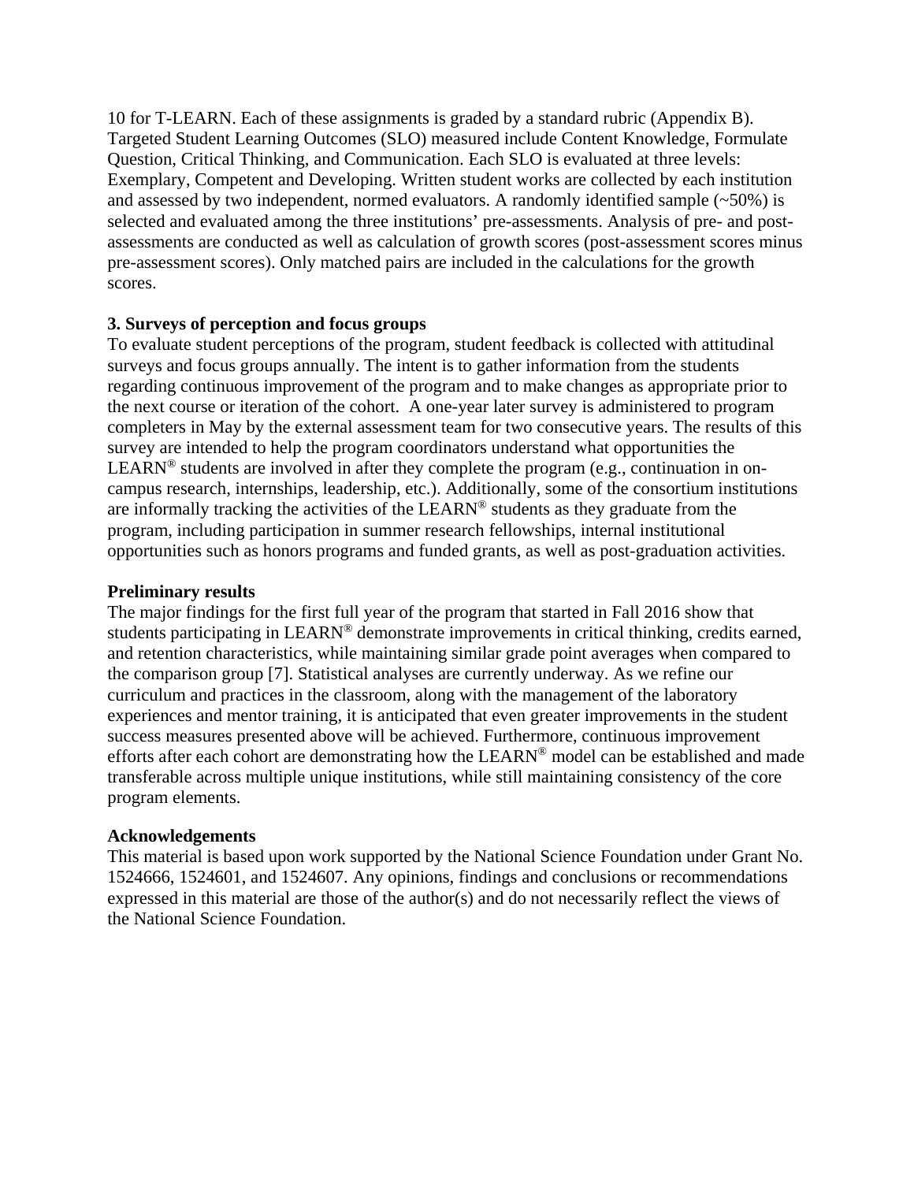10 for T-LEARN. Each of these assignments is graded by a standard rubric (Appendix B). Targeted Student Learning Outcomes (SLO) measured include Content Knowledge, Formulate Question, Critical Thinking, and Communication. Each SLO is evaluated at three levels: Exemplary, Competent and Developing. Written student works are collected by each institution and assessed by two independent, normed evaluators. A randomly identified sample (~50%) is selected and evaluated among the three institutions' pre-assessments. Analysis of pre- and post-assessments are conducted as well as calculation of growth scores (post-assessment scores minus pre-assessment scores). Only matched pairs are included in the calculations for the growth scores.

**3. Surveys of perception and focus groups**

To evaluate student perceptions of the program, student feedback is collected with attitudinal surveys and focus groups annually. The intent is to gather information from the students regarding continuous improvement of the program and to make changes as appropriate prior to the next course or iteration of the cohort. A one-year later survey is administered to program completers in May by the external assessment team for two consecutive years. The results of this survey are intended to help the program coordinators understand what opportunities the LEARN® students are involved in after they complete the program (e.g., continuation in on-campus research, internships, leadership, etc.). Additionally, some of the consortium institutions are informally tracking the activities of the LEARN® students as they graduate from the program, including participation in summer research fellowships, internal institutional opportunities such as honors programs and funded grants, as well as post-graduation activities.

**Preliminary results**

The major findings for the first full year of the program that started in Fall 2016 show that students participating in LEARN® demonstrate improvements in critical thinking, credits earned, and retention characteristics, while maintaining similar grade point averages when compared to the comparison group [7]. Statistical analyses are currently underway. As we refine our curriculum and practices in the classroom, along with the management of the laboratory experiences and mentor training, it is anticipated that even greater improvements in the student success measures presented above will be achieved. Furthermore, continuous improvement efforts after each cohort are demonstrating how the LEARN® model can be established and made transferable across multiple unique institutions, while still maintaining consistency of the core program elements.

**Acknowledgements**

This material is based upon work supported by the National Science Foundation under Grant No. 1524666, 1524601, and 1524607. Any opinions, findings and conclusions or recommendations expressed in this material are those of the author(s) and do not necessarily reflect the views of the National Science Foundation.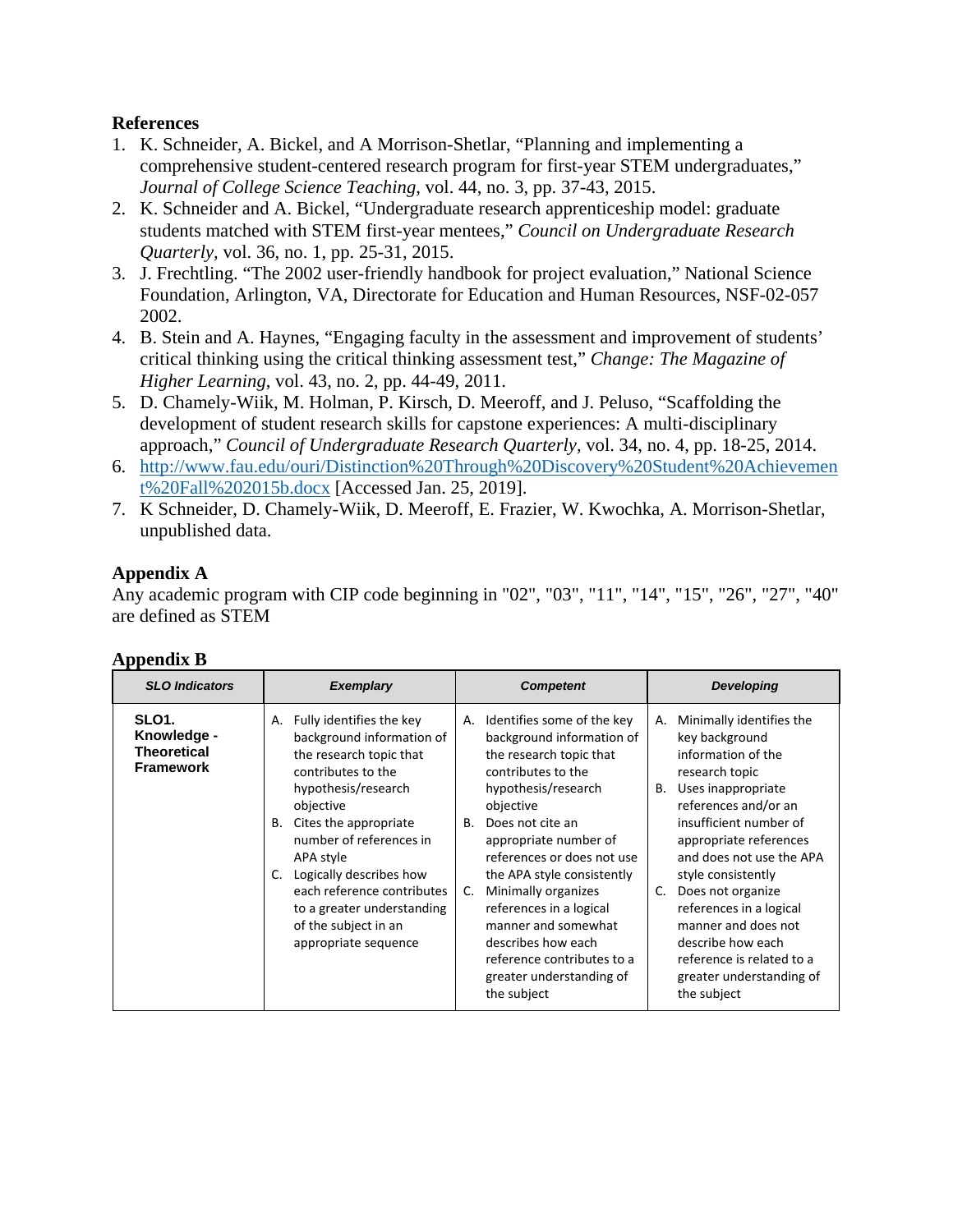## References

1. K. Schneider, A. Bickel, and A Morrison-Shetlar, "Planning and implementing a comprehensive student-centered research program for first-year STEM undergraduates," *Journal of College Science Teaching*, vol. 44, no. 3, pp. 37-43, 2015.
2. K. Schneider and A. Bickel, "Undergraduate research apprenticeship model: graduate students matched with STEM first-year mentees," *Council on Undergraduate Research Quarterly*, vol. 36, no. 1, pp. 25-31, 2015.
3. J. Frechtling. "The 2002 user-friendly handbook for project evaluation," National Science Foundation, Arlington, VA, Directorate for Education and Human Resources, NSF-02-057 2002.
4. B. Stein and A. Haynes, "Engaging faculty in the assessment and improvement of students' critical thinking using the critical thinking assessment test," *Change: The Magazine of Higher Learning*, vol. 43, no. 2, pp. 44-49, 2011.
5. D. Chamely-Wiik, M. Holman, P. Kirsch, D. Meeroff, and J. Peluso, "Scaffolding the development of student research skills for capstone experiences: A multi-disciplinary approach," *Council of Undergraduate Research Quarterly*, vol. 34, no. 4, pp. 18-25, 2014.
6. http://www.fau.edu/ouri/Distinction%20Through%20Discovery%20Student%20Achievement%20Fall%202015b.docx [Accessed Jan. 25, 2019].
7. K Schneider, D. Chamely-Wiik, D. Meeroff, E. Frazier, W. Kwochka, A. Morrison-Shetlar, unpublished data.

## Appendix A

Any academic program with CIP code beginning in "02", "03", "11", "14", "15", "26", "27", "40" are defined as STEM

## Appendix B

| *SLO Indicators* | *Exemplary* | *Competent* | *Developing* |
|---|---|---|---|
| **SLO1. Knowledge - Theoretical Framework** | A. Fully identifies the key background information of the research topic that contributes to the hypothesis/research objective<br>B. Cites the appropriate number of references in APA style<br>C. Logically describes how each reference contributes to a greater understanding of the subject in an appropriate sequence | A. Identifies some of the key background information of the research topic that contributes to the hypothesis/research objective<br>B. Does not cite an appropriate number of references or does not use the APA style consistently<br>C. Minimally organizes references in a logical manner and somewhat describes how each reference contributes to a greater understanding of the subject | A. Minimally identifies the key background information of the research topic<br>B. Uses inappropriate references and/or an insufficient number of appropriate references and does not use the APA style consistently<br>C. Does not organize references in a logical manner and does not describe how each reference is related to a greater understanding of the subject |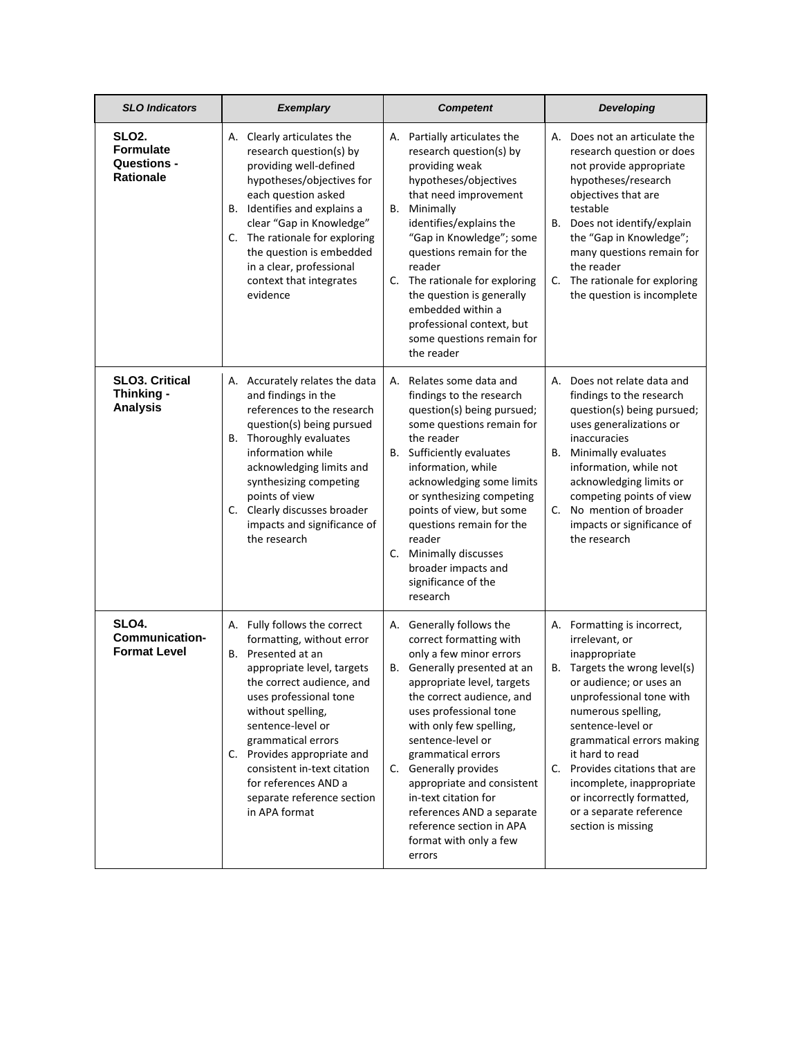| SLO Indicators | Exemplary | Competent | Developing |
|---|---|---|---|
| **SLO2. Formulate Questions - Rationale** | A. Clearly articulates the research question(s) by providing well-defined hypotheses/objectives for each question asked<br>B. Identifies and explains a clear "Gap in Knowledge"<br>C. The rationale for exploring the question is embedded in a clear, professional context that integrates evidence | A. Partially articulates the research question(s) by providing weak hypotheses/objectives that need improvement<br>B. Minimally identifies/explains the "Gap in Knowledge"; some questions remain for the reader<br>C. The rationale for exploring the question is generally embedded within a professional context, but some questions remain for the reader | A. Does not an articulate the research question or does not provide appropriate hypotheses/research objectives that are testable<br>B. Does not identify/explain the "Gap in Knowledge"; many questions remain for the reader<br>C. The rationale for exploring the question is incomplete |
| **SLO3. Critical Thinking - Analysis** | A. Accurately relates the data and findings in the references to the research question(s) being pursued<br>B. Thoroughly evaluates information while acknowledging limits and synthesizing competing points of view<br>C. Clearly discusses broader impacts and significance of the research | A. Relates some data and findings to the research question(s) being pursued; some questions remain for the reader<br>B. Sufficiently evaluates information, while acknowledging some limits or synthesizing competing points of view, but some questions remain for the reader<br>C. Minimally discusses broader impacts and significance of the research | A. Does not relate data and findings to the research question(s) being pursued; uses generalizations or inaccuracies<br>B. Minimally evaluates information, while not acknowledging limits or competing points of view<br>C. No mention of broader impacts or significance of the research |
| **SLO4. Communication- Format Level** | A. Fully follows the correct formatting, without error<br>B. Presented at an appropriate level, targets the correct audience, and uses professional tone without spelling, sentence-level or grammatical errors<br>C. Provides appropriate and consistent in-text citation for references AND a separate reference section in APA format | A. Generally follows the correct formatting with only a few minor errors<br>B. Generally presented at an appropriate level, targets the correct audience, and uses professional tone with only few spelling, sentence-level or grammatical errors<br>C. Generally provides appropriate and consistent in-text citation for references AND a separate reference section in APA format with only a few errors | A. Formatting is incorrect, irrelevant, or inappropriate<br>B. Targets the wrong level(s) or audience; or uses an unprofessional tone with numerous spelling, sentence-level or grammatical errors making it hard to read<br>C. Provides citations that are incomplete, inappropriate or incorrectly formatted, or a separate reference section is missing |